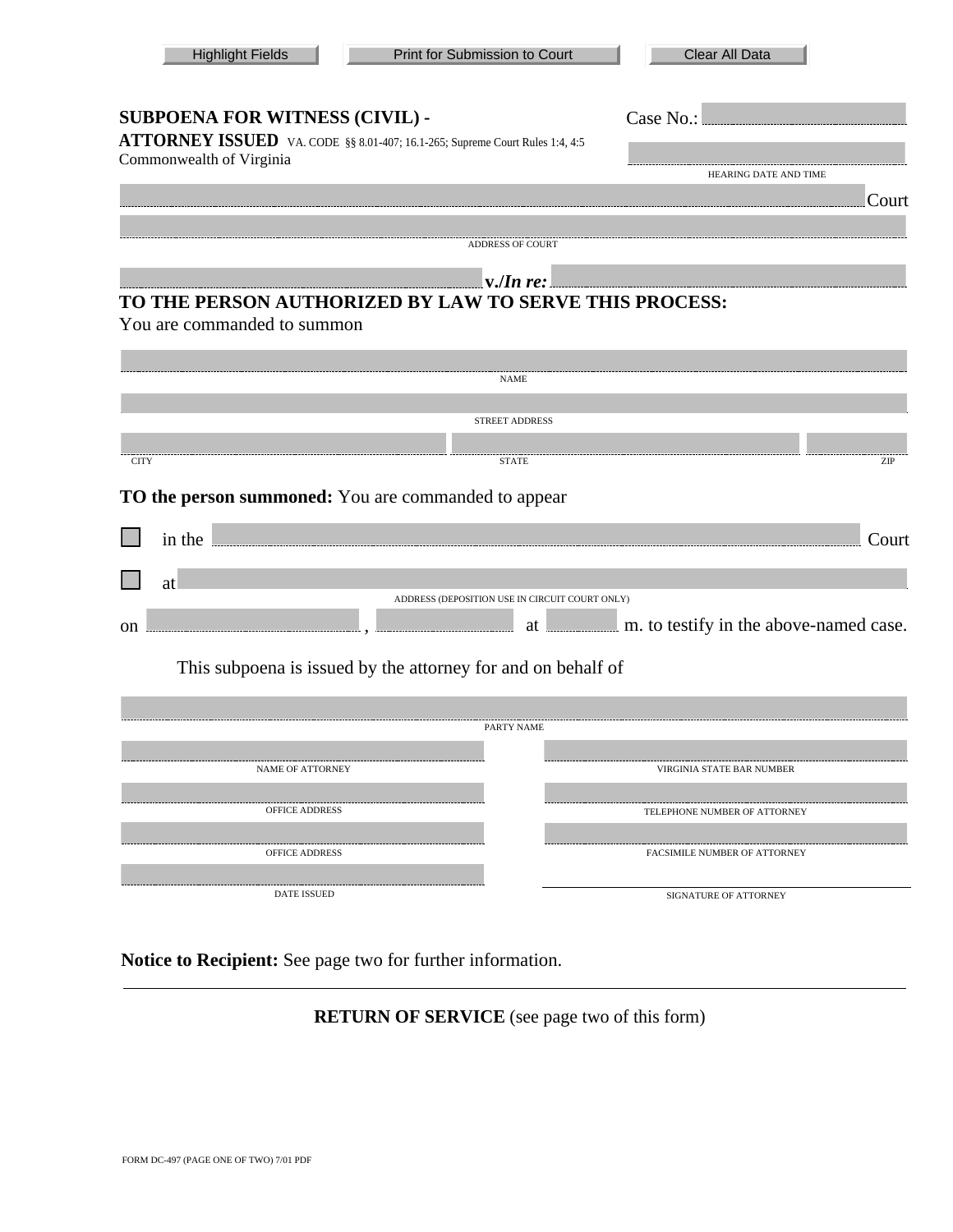Highlight Fields | Print for Submission to Court | Clear All Data

**SUBPOENA FOR WITNESS (CIVIL) - ATTORNEY ISSUED** VA. CODE §§ 8.01-407; 16.1-265; Supreme Court Rules 1:4, 4:5
Commonwealth of Virginia

Case No.: ____________________

____________________
HEARING DATE AND TIME

____________________ Court

____________________
ADDRESS OF COURT

____________________ **v./*In re:*** ____________________

**TO THE PERSON AUTHORIZED BY LAW TO SERVE THIS PROCESS:**
You are commanded to summon

____________________
NAME

____________________
STREET ADDRESS

____________________ ____________________ ____________________
CITY STATE ZIP

**TO the person summoned:** You are commanded to appear

☐ in the ____________________ Court

☐ at ____________________
ADDRESS (DEPOSITION USE IN CIRCUIT COURT ONLY)

on ____________________ , ____________________ at __________ m. to testify in the above-named case.

This subpoena is issued by the attorney for and on behalf of

____________________
PARTY NAME

____________________
NAME OF ATTORNEY

____________________
VIRGINIA STATE BAR NUMBER

____________________
OFFICE ADDRESS

____________________
TELEPHONE NUMBER OF ATTORNEY

____________________
OFFICE ADDRESS

____________________
FACSIMILE NUMBER OF ATTORNEY

____________________
DATE ISSUED

____________________
SIGNATURE OF ATTORNEY

**Notice to Recipient:** See page two for further information.

**RETURN OF SERVICE** (see page two of this form)

FORM DC-497 (PAGE ONE OF TWO) 7/01 PDF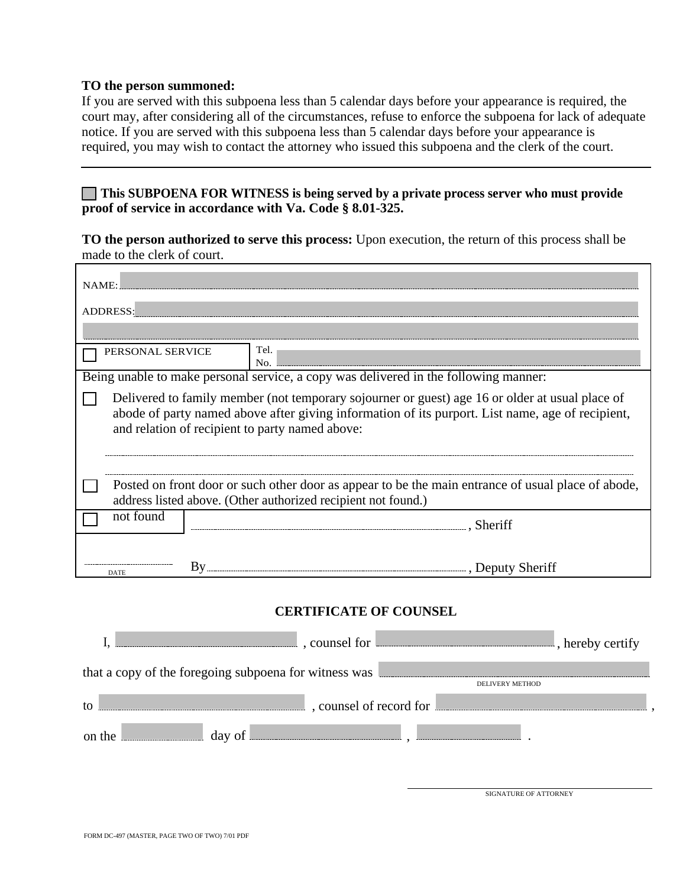**TO the person summoned:**
If you are served with this subpoena less than 5 calendar days before your appearance is required, the court may, after considering all of the circumstances, refuse to enforce the subpoena for lack of adequate notice. If you are served with this subpoena less than 5 calendar days before your appearance is required, you may wish to contact the attorney who issued this subpoena and the clerk of the court.

---

☐ **This SUBPOENA FOR WITNESS is being served by a private process server who must provide proof of service in accordance with Va. Code § 8.01-325.**

**TO the person authorized to serve this process:** Upon execution, the return of this process shall be made to the clerk of court.

NAME: ____________________

ADDRESS: ____________________

____________________

☐ PERSONAL SERVICE — Tel. No. ____________________

Being unable to make personal service, a copy was delivered in the following manner:

☐ Delivered to family member (not temporary sojourner or guest) age 16 or older at usual place of abode of party named above after giving information of its purport. List name, age of recipient, and relation of recipient to party named above:

____________________

____________________

☐ Posted on front door or such other door as appear to be the main entrance of usual place of abode, address listed above. (Other authorized recipient not found.)

☐ not found

____________________ , Sheriff

____________________ DATE — By ____________________ , Deputy Sheriff

## CERTIFICATE OF COUNSEL

I, ____________________ , counsel for ____________________ , hereby certify that a copy of the foregoing subpoena for witness was ____________________ (DELIVERY METHOD) to ____________________ , counsel of record for ____________________ , on the ________ day of ____________________ , ____________ .

____________________
SIGNATURE OF ATTORNEY

FORM DC-497 (MASTER, PAGE TWO OF TWO) 7/01 PDF